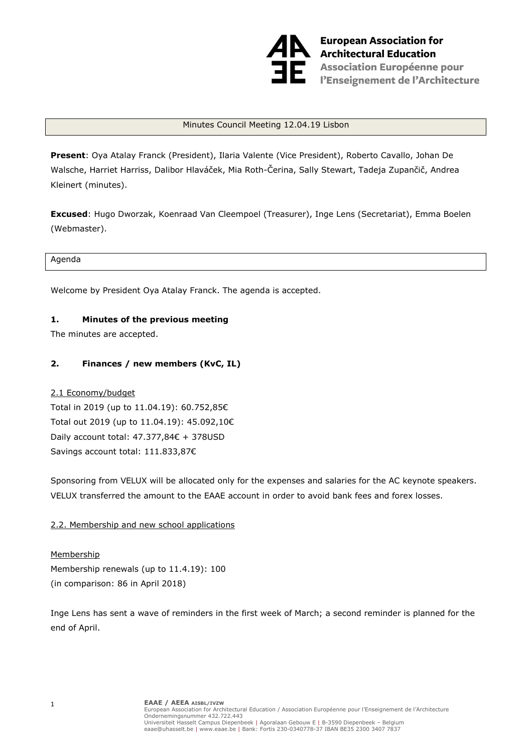Minutes Council Meeting 12.04.19 Lisbon

**Present**: Oya Atalay Franck (President), Ilaria Valente (Vice President), Roberto Cavallo, Johan De Walsche, Harriet Harriss, Dalibor Hlaváček, Mia Roth-Čerina, Sally Stewart, Tadeja Zupančič, Andrea Kleinert (minutes).

**Excused**: Hugo Dworzak, Koenraad Van Cleempoel (Treasurer), Inge Lens (Secretariat), Emma Boelen (Webmaster).

Agenda

Welcome by President Oya Atalay Franck. The agenda is accepted.

## 1. Minutes of the previous meeting

The minutes are accepted.

## 2. Finances / new members (KvC, IL)

### 2.1 Economy/budget

Total in 2019 (up to 11.04.19): 60.752,85€
Total out 2019 (up to 11.04.19): 45.092,10€
Daily account total: 47.377,84€ + 378USD
Savings account total: 111.833,87€

Sponsoring from VELUX will be allocated only for the expenses and salaries for the AC keynote speakers. VELUX transferred the amount to the EAAE account in order to avoid bank fees and forex losses.

### 2.2. Membership and new school applications

Membership

Membership renewals (up to 11.4.19): 100
(in comparison: 86 in April 2018)

Inge Lens has sent a wave of reminders in the first week of March; a second reminder is planned for the end of April.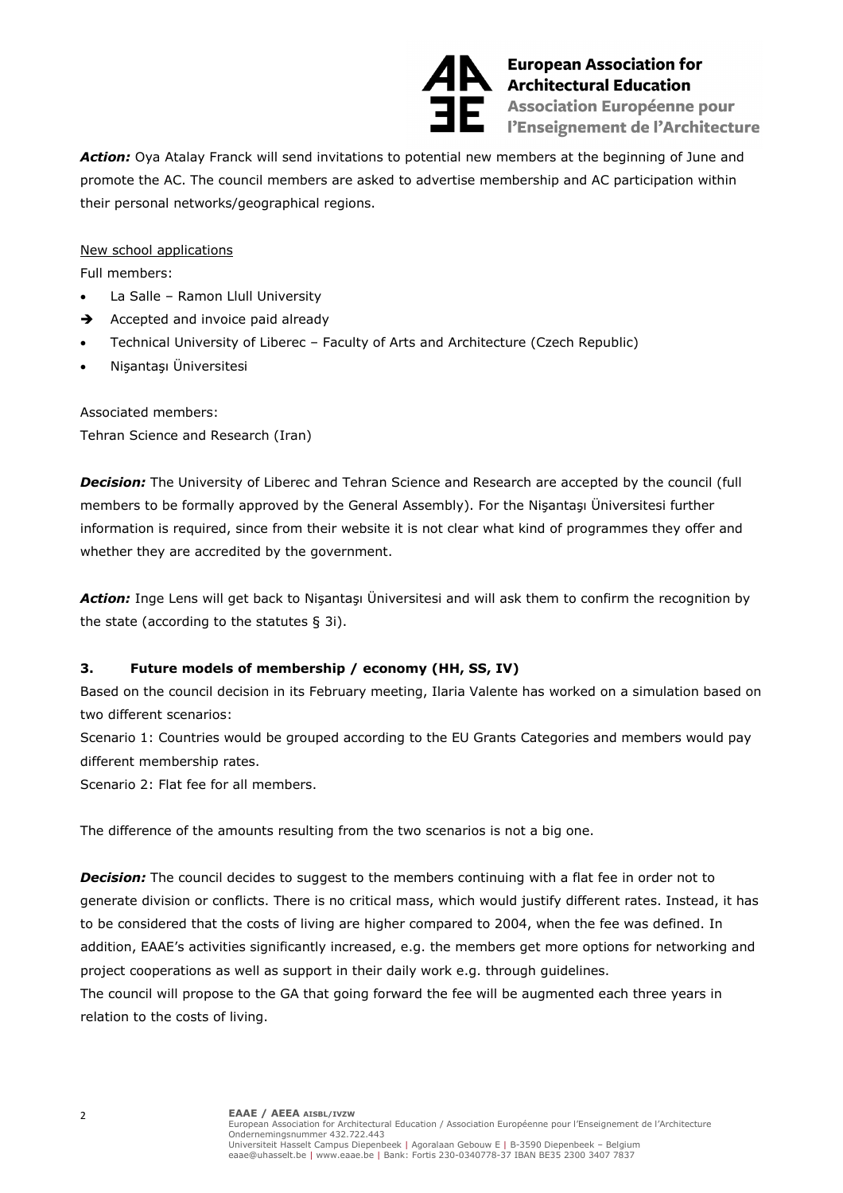***Action:*** Oya Atalay Franck will send invitations to potential new members at the beginning of June and promote the AC. The council members are asked to advertise membership and AC participation within their personal networks/geographical regions.

New school applications

Full members:

- La Salle – Ramon Llull University
- ➔ Accepted and invoice paid already
- Technical University of Liberec – Faculty of Arts and Architecture (Czech Republic)
- Nişantaşı Üniversitesi

Associated members:

Tehran Science and Research (Iran)

***Decision:*** The University of Liberec and Tehran Science and Research are accepted by the council (full members to be formally approved by the General Assembly). For the Nişantaşı Üniversitesi further information is required, since from their website it is not clear what kind of programmes they offer and whether they are accredited by the government.

***Action:*** Inge Lens will get back to Nişantaşı Üniversitesi and will ask them to confirm the recognition by the state (according to the statutes § 3i).

## 3. Future models of membership / economy (HH, SS, IV)

Based on the council decision in its February meeting, Ilaria Valente has worked on a simulation based on two different scenarios:

Scenario 1: Countries would be grouped according to the EU Grants Categories and members would pay different membership rates.

Scenario 2: Flat fee for all members.

The difference of the amounts resulting from the two scenarios is not a big one.

***Decision:*** The council decides to suggest to the members continuing with a flat fee in order not to generate division or conflicts. There is no critical mass, which would justify different rates. Instead, it has to be considered that the costs of living are higher compared to 2004, when the fee was defined. In addition, EAAE's activities significantly increased, e.g. the members get more options for networking and project cooperations as well as support in their daily work e.g. through guidelines.

The council will propose to the GA that going forward the fee will be augmented each three years in relation to the costs of living.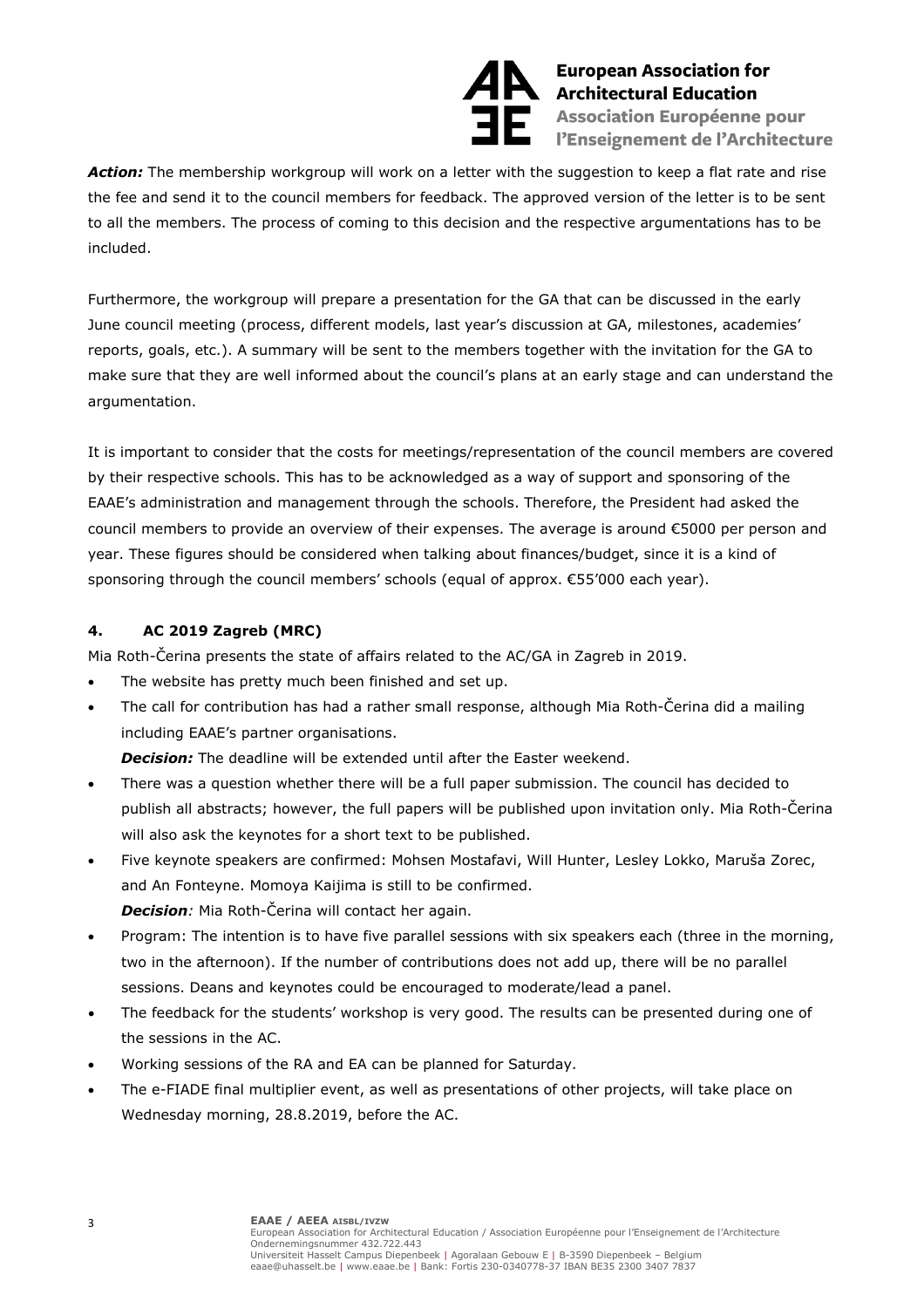***Action:*** The membership workgroup will work on a letter with the suggestion to keep a flat rate and rise the fee and send it to the council members for feedback. The approved version of the letter is to be sent to all the members. The process of coming to this decision and the respective argumentations has to be included.

Furthermore, the workgroup will prepare a presentation for the GA that can be discussed in the early June council meeting (process, different models, last year's discussion at GA, milestones, academies' reports, goals, etc.). A summary will be sent to the members together with the invitation for the GA to make sure that they are well informed about the council's plans at an early stage and can understand the argumentation.

It is important to consider that the costs for meetings/representation of the council members are covered by their respective schools. This has to be acknowledged as a way of support and sponsoring of the EAAE's administration and management through the schools. Therefore, the President had asked the council members to provide an overview of their expenses. The average is around €5000 per person and year. These figures should be considered when talking about finances/budget, since it is a kind of sponsoring through the council members' schools (equal of approx. €55'000 each year).

#### 4. AC 2019 Zagreb (MRC)

Mia Roth-Čerina presents the state of affairs related to the AC/GA in Zagreb in 2019.

- The website has pretty much been finished and set up.
- The call for contribution has had a rather small response, although Mia Roth-Čerina did a mailing including EAAE's partner organisations.
  ***Decision:*** The deadline will be extended until after the Easter weekend.
- There was a question whether there will be a full paper submission. The council has decided to publish all abstracts; however, the full papers will be published upon invitation only. Mia Roth-Čerina will also ask the keynotes for a short text to be published.
- Five keynote speakers are confirmed: Mohsen Mostafavi, Will Hunter, Lesley Lokko, Maruša Zorec, and An Fonteyne. Momoya Kaijima is still to be confirmed.
  ***Decision:*** Mia Roth-Čerina will contact her again.
- Program: The intention is to have five parallel sessions with six speakers each (three in the morning, two in the afternoon). If the number of contributions does not add up, there will be no parallel sessions. Deans and keynotes could be encouraged to moderate/lead a panel.
- The feedback for the students' workshop is very good. The results can be presented during one of the sessions in the AC.
- Working sessions of the RA and EA can be planned for Saturday.
- The e-FIADE final multiplier event, as well as presentations of other projects, will take place on Wednesday morning, 28.8.2019, before the AC.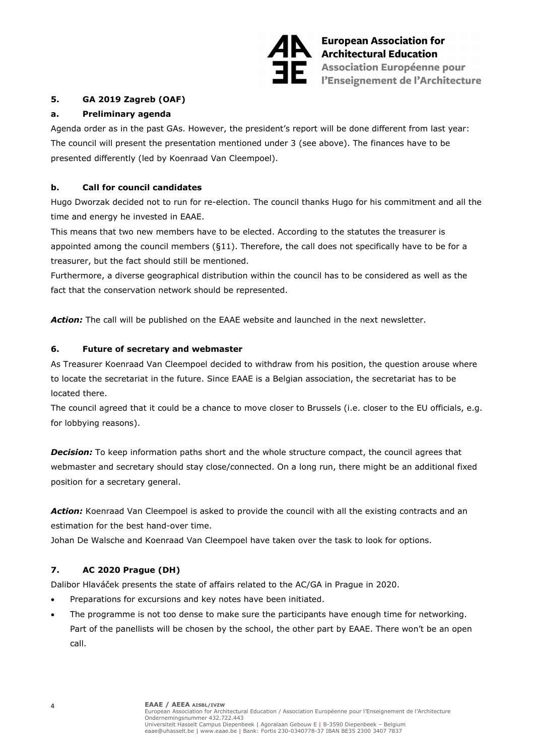## 5. GA 2019 Zagreb (OAF)

### a. Preliminary agenda

Agenda order as in the past GAs. However, the president's report will be done different from last year: The council will present the presentation mentioned under 3 (see above). The finances have to be presented differently (led by Koenraad Van Cleempoel).

### b. Call for council candidates

Hugo Dworzak decided not to run for re-election. The council thanks Hugo for his commitment and all the time and energy he invested in EAAE.

This means that two new members have to be elected. According to the statutes the treasurer is appointed among the council members (§11). Therefore, the call does not specifically have to be for a treasurer, but the fact should still be mentioned.

Furthermore, a diverse geographical distribution within the council has to be considered as well as the fact that the conservation network should be represented.

***Action:*** The call will be published on the EAAE website and launched in the next newsletter.

## 6. Future of secretary and webmaster

As Treasurer Koenraad Van Cleempoel decided to withdraw from his position, the question arouse where to locate the secretariat in the future. Since EAAE is a Belgian association, the secretariat has to be located there.

The council agreed that it could be a chance to move closer to Brussels (i.e. closer to the EU officials, e.g. for lobbying reasons).

***Decision:*** To keep information paths short and the whole structure compact, the council agrees that webmaster and secretary should stay close/connected. On a long run, there might be an additional fixed position for a secretary general.

***Action:*** Koenraad Van Cleempoel is asked to provide the council with all the existing contracts and an estimation for the best hand-over time.

Johan De Walsche and Koenraad Van Cleempoel have taken over the task to look for options.

## 7. AC 2020 Prague (DH)

Dalibor Hlaváček presents the state of affairs related to the AC/GA in Prague in 2020.

- Preparations for excursions and key notes have been initiated.
- The programme is not too dense to make sure the participants have enough time for networking. Part of the panellists will be chosen by the school, the other part by EAAE. There won't be an open call.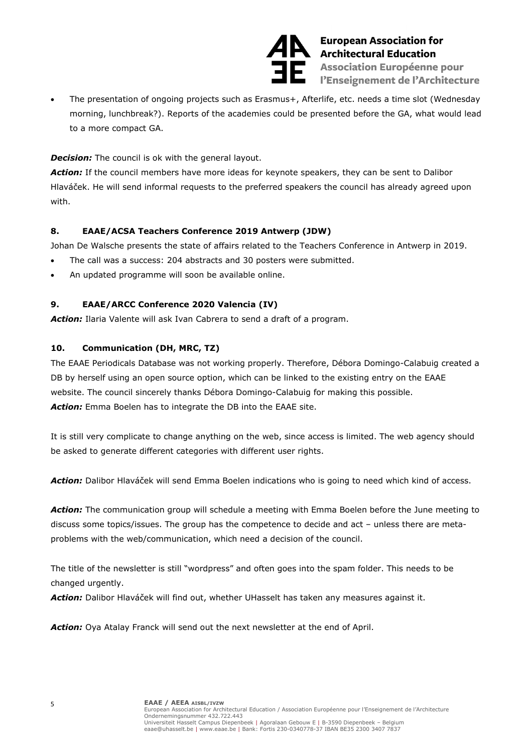- The presentation of ongoing projects such as Erasmus+, Afterlife, etc. needs a time slot (Wednesday morning, lunchbreak?). Reports of the academies could be presented before the GA, what would lead to a more compact GA.

***Decision:*** The council is ok with the general layout.

***Action:*** If the council members have more ideas for keynote speakers, they can be sent to Dalibor Hlaváček. He will send informal requests to the preferred speakers the council has already agreed upon with.

### 8. EAAE/ACSA Teachers Conference 2019 Antwerp (JDW)

Johan De Walsche presents the state of affairs related to the Teachers Conference in Antwerp in 2019.

- The call was a success: 204 abstracts and 30 posters were submitted.
- An updated programme will soon be available online.

### 9. EAAE/ARCC Conference 2020 Valencia (IV)

***Action:*** Ilaria Valente will ask Ivan Cabrera to send a draft of a program.

### 10. Communication (DH, MRC, TZ)

The EAAE Periodicals Database was not working properly. Therefore, Débora Domingo-Calabuig created a DB by herself using an open source option, which can be linked to the existing entry on the EAAE website. The council sincerely thanks Débora Domingo-Calabuig for making this possible.

***Action:*** Emma Boelen has to integrate the DB into the EAAE site.

It is still very complicate to change anything on the web, since access is limited. The web agency should be asked to generate different categories with different user rights.

***Action:*** Dalibor Hlaváček will send Emma Boelen indications who is going to need which kind of access.

***Action:*** The communication group will schedule a meeting with Emma Boelen before the June meeting to discuss some topics/issues. The group has the competence to decide and act – unless there are meta-problems with the web/communication, which need a decision of the council.

The title of the newsletter is still "wordpress" and often goes into the spam folder. This needs to be changed urgently.

***Action:*** Dalibor Hlaváček will find out, whether UHasselt has taken any measures against it.

***Action:*** Oya Atalay Franck will send out the next newsletter at the end of April.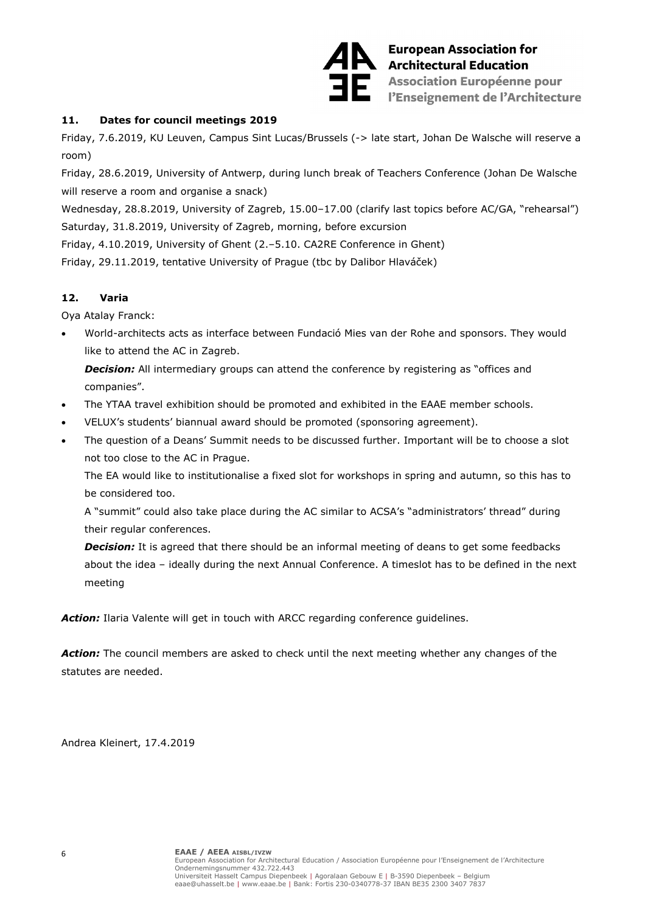### 11. Dates for council meetings 2019

Friday, 7.6.2019, KU Leuven, Campus Sint Lucas/Brussels (-> late start, Johan De Walsche will reserve a room)

Friday, 28.6.2019, University of Antwerp, during lunch break of Teachers Conference (Johan De Walsche will reserve a room and organise a snack)

Wednesday, 28.8.2019, University of Zagreb, 15.00–17.00 (clarify last topics before AC/GA, "rehearsal")

Saturday, 31.8.2019, University of Zagreb, morning, before excursion

Friday, 4.10.2019, University of Ghent (2.–5.10. CA2RE Conference in Ghent)

Friday, 29.11.2019, tentative University of Prague (tbc by Dalibor Hlaváček)

### 12. Varia

Oya Atalay Franck:

- World-architects acts as interface between Fundació Mies van der Rohe and sponsors. They would like to attend the AC in Zagreb.

  ***Decision:*** All intermediary groups can attend the conference by registering as "offices and companies".
- The YTAA travel exhibition should be promoted and exhibited in the EAAE member schools.
- VELUX's students' biannual award should be promoted (sponsoring agreement).
- The question of a Deans' Summit needs to be discussed further. Important will be to choose a slot not too close to the AC in Prague.

  The EA would like to institutionalise a fixed slot for workshops in spring and autumn, so this has to be considered too.

  A "summit" could also take place during the AC similar to ACSA's "administrators' thread" during their regular conferences.

  ***Decision:*** It is agreed that there should be an informal meeting of deans to get some feedbacks about the idea – ideally during the next Annual Conference. A timeslot has to be defined in the next meeting

***Action:*** Ilaria Valente will get in touch with ARCC regarding conference guidelines.

***Action:*** The council members are asked to check until the next meeting whether any changes of the statutes are needed.

Andrea Kleinert, 17.4.2019